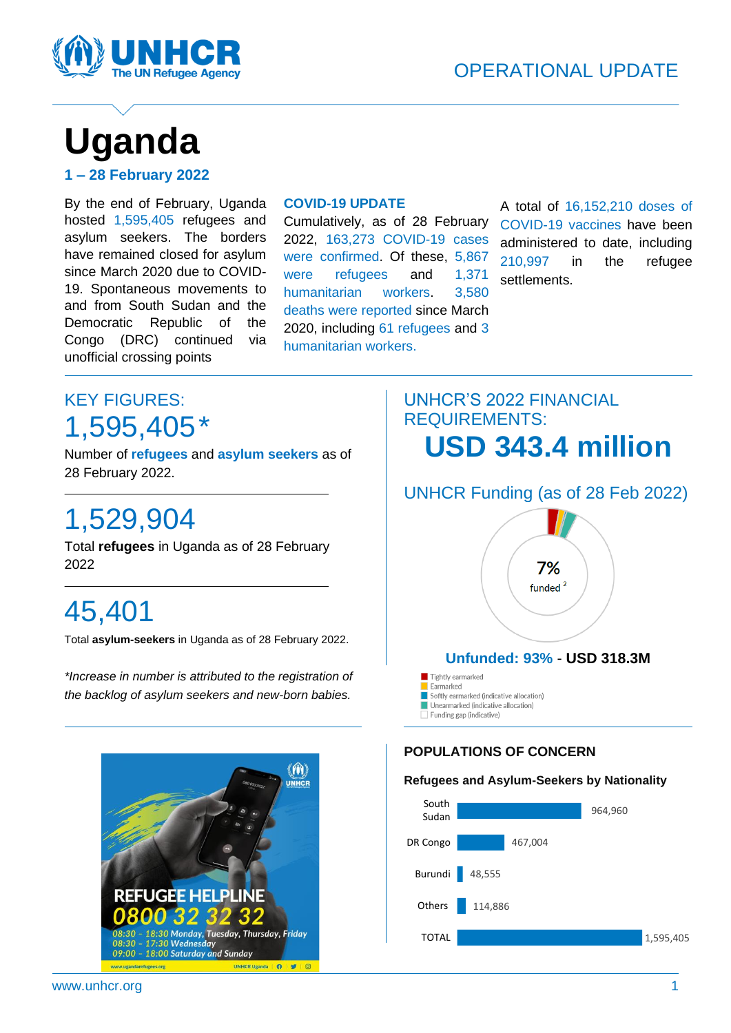OPERATIONAL UPDATE

# Uganda

## 1 – 28 February 2022

By the end of February, Uganda hosted 1,595,405 refugees and asylum seekers. The borders have remained closed for asylum since March 2020 due to COVID-19. Spontaneous movements to and from South Sudan and the Democratic Republic of the Congo (DRC) continued via unofficial crossing points

**COVID-19 UPDATE**

Cumulatively, as of 28 February 2022, 163,273 COVID-19 cases were confirmed. Of these, 5,867 were refugees and 1,371 humanitarian workers. 3,580 deaths were reported since March 2020, including 61 refugees and 3 humanitarian workers.

A total of 16,152,210 doses of COVID-19 vaccines have been administered to date, including 210,997 in the refugee settlements.

## KEY FIGURES:

# 1,595,405*

Number of **refugees** and **asylum seekers** as of 28 February 2022.

# 1,529,904

Total **refugees** in Uganda as of 28 February 2022

# 45,401

Total **asylum-seekers** in Uganda as of 28 February 2022.

*\*Increase in number is attributed to the registration of the backlog of asylum seekers and new-born babies.*

## UNHCR'S 2022 FINANCIAL REQUIREMENTS:

# USD 343.4 million

## UNHCR Funding (as of 28 Feb 2022)

7% funded [2]

**Unfunded: 93%** - **USD 318.3M**

- Tightly earmarked
- Earmarked
- Softly earmarked (indicative allocation)
- Unearmarked (indicative allocation)
- Funding gap (indicative)

REFUGEE HELPLINE 0800 32 32 32
08:30 - 18:30 Monday, Tuesday, Thursday, Friday
08:30 - 17:30 Wednesday
09:00 - 18:00 Saturday and Sunday

## POPULATIONS OF CONCERN

**Refugees and Asylum-Seekers by Nationality**

| Nationality | Number |
|---|---|
| South Sudan | 964,960 |
| DR Congo | 467,004 |
| Burundi | 48,555 |
| Others | 114,886 |
| TOTAL | 1,595,405 |

www.unhcr.org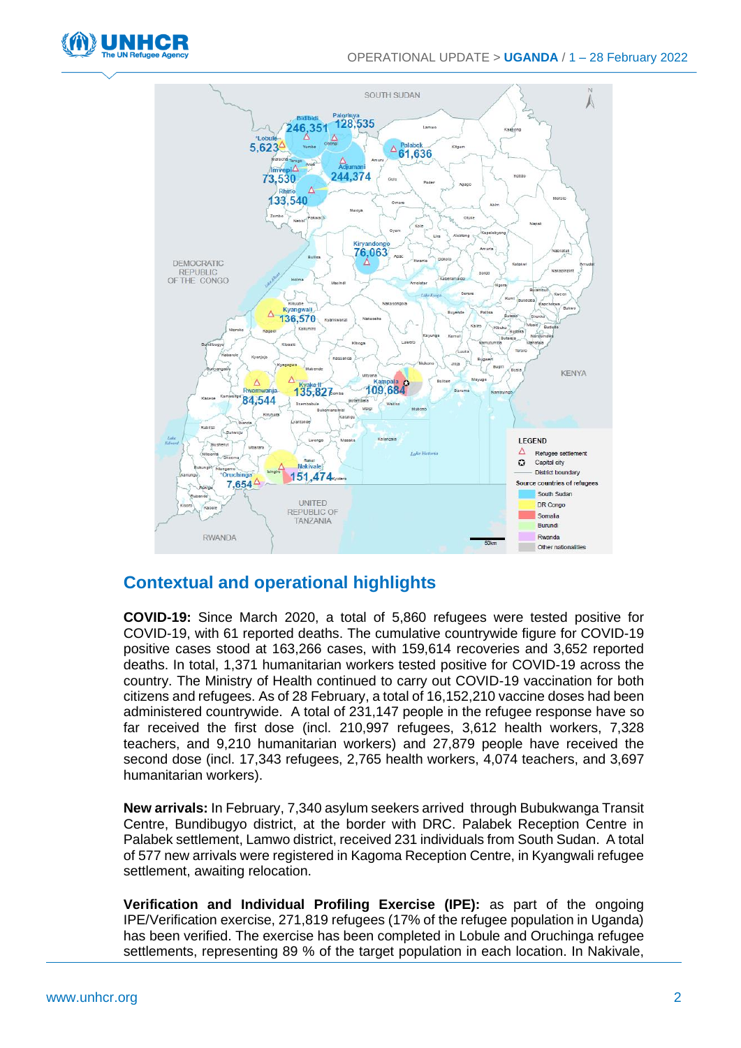## Contextual and operational highlights

**COVID-19:** Since March 2020, a total of 5,860 refugees were tested positive for COVID-19, with 61 reported deaths. The cumulative countrywide figure for COVID-19 positive cases stood at 163,266 cases, with 159,614 recoveries and 3,652 reported deaths. In total, 1,371 humanitarian workers tested positive for COVID-19 across the country. The Ministry of Health continued to carry out COVID-19 vaccination for both citizens and refugees. As of 28 February, a total of 16,152,210 vaccine doses had been administered countrywide. A total of 231,147 people in the refugee response have so far received the first dose (incl. 210,997 refugees, 3,612 health workers, 7,328 teachers, and 9,210 humanitarian workers) and 27,879 people have received the second dose (incl. 17,343 refugees, 2,765 health workers, 4,074 teachers, and 3,697 humanitarian workers).

**New arrivals:** In February, 7,340 asylum seekers arrived through Bubukwanga Transit Centre, Bundibugyo district, at the border with DRC. Palabek Reception Centre in Palabek settlement, Lamwo district, received 231 individuals from South Sudan. A total of 577 new arrivals were registered in Kagoma Reception Centre, in Kyangwali refugee settlement, awaiting relocation.

**Verification and Individual Profiling Exercise (IPE):** as part of the ongoing IPE/Verification exercise, 271,819 refugees (17% of the refugee population in Uganda) has been verified. The exercise has been completed in Lobule and Oruchinga refugee settlements, representing 89 % of the target population in each location. In Nakivale,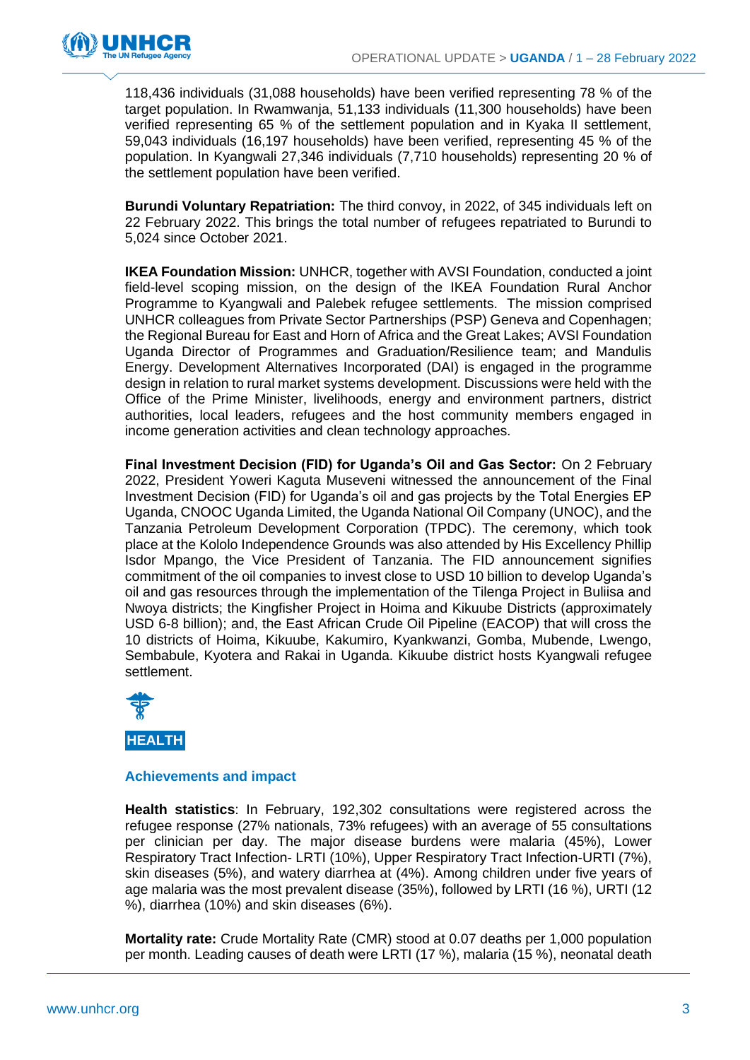118,436 individuals (31,088 households) have been verified representing 78 % of the target population. In Rwamwanja, 51,133 individuals (11,300 households) have been verified representing 65 % of the settlement population and in Kyaka II settlement, 59,043 individuals (16,197 households) have been verified, representing 45 % of the population. In Kyangwali 27,346 individuals (7,710 households) representing 20 % of the settlement population have been verified.

**Burundi Voluntary Repatriation:** The third convoy, in 2022, of 345 individuals left on 22 February 2022. This brings the total number of refugees repatriated to Burundi to 5,024 since October 2021.

**IKEA Foundation Mission:** UNHCR, together with AVSI Foundation, conducted a joint field-level scoping mission, on the design of the IKEA Foundation Rural Anchor Programme to Kyangwali and Palebek refugee settlements. The mission comprised UNHCR colleagues from Private Sector Partnerships (PSP) Geneva and Copenhagen; the Regional Bureau for East and Horn of Africa and the Great Lakes; AVSI Foundation Uganda Director of Programmes and Graduation/Resilience team; and Mandulis Energy. Development Alternatives Incorporated (DAI) is engaged in the programme design in relation to rural market systems development. Discussions were held with the Office of the Prime Minister, livelihoods, energy and environment partners, district authorities, local leaders, refugees and the host community members engaged in income generation activities and clean technology approaches.

**Final Investment Decision (FID) for Uganda's Oil and Gas Sector:** On 2 February 2022, President Yoweri Kaguta Museveni witnessed the announcement of the Final Investment Decision (FID) for Uganda's oil and gas projects by the Total Energies EP Uganda, CNOOC Uganda Limited, the Uganda National Oil Company (UNOC), and the Tanzania Petroleum Development Corporation (TPDC). The ceremony, which took place at the Kololo Independence Grounds was also attended by His Excellency Phillip Isdor Mpango, the Vice President of Tanzania. The FID announcement signifies commitment of the oil companies to invest close to USD 10 billion to develop Uganda's oil and gas resources through the implementation of the Tilenga Project in Buliisa and Nwoya districts; the Kingfisher Project in Hoima and Kikuube Districts (approximately USD 6-8 billion); and, the East African Crude Oil Pipeline (EACOP) that will cross the 10 districts of Hoima, Kikuube, Kakumiro, Kyankwanzi, Gomba, Mubende, Lwengo, Sembabule, Kyotera and Rakai in Uganda. Kikuube district hosts Kyangwali refugee settlement.

## HEALTH

### Achievements and impact

**Health statistics**: In February, 192,302 consultations were registered across the refugee response (27% nationals, 73% refugees) with an average of 55 consultations per clinician per day. The major disease burdens were malaria (45%), Lower Respiratory Tract Infection- LRTI (10%), Upper Respiratory Tract Infection-URTI (7%), skin diseases (5%), and watery diarrhea at (4%). Among children under five years of age malaria was the most prevalent disease (35%), followed by LRTI (16 %), URTI (12 %), diarrhea (10%) and skin diseases (6%).

**Mortality rate:** Crude Mortality Rate (CMR) stood at 0.07 deaths per 1,000 population per month. Leading causes of death were LRTI (17 %), malaria (15 %), neonatal death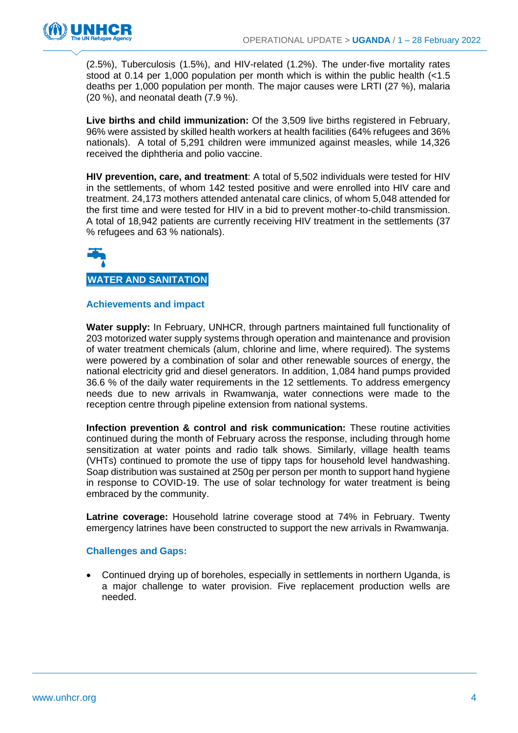(2.5%), Tuberculosis (1.5%), and HIV-related (1.2%). The under-five mortality rates stood at 0.14 per 1,000 population per month which is within the public health (<1.5 deaths per 1,000 population per month. The major causes were LRTI (27 %), malaria (20 %), and neonatal death (7.9 %).

**Live births and child immunization:** Of the 3,509 live births registered in February, 96% were assisted by skilled health workers at health facilities (64% refugees and 36% nationals). A total of 5,291 children were immunized against measles, while 14,326 received the diphtheria and polio vaccine.

**HIV prevention, care, and treatment**: A total of 5,502 individuals were tested for HIV in the settlements, of whom 142 tested positive and were enrolled into HIV care and treatment. 24,173 mothers attended antenatal care clinics, of whom 5,048 attended for the first time and were tested for HIV in a bid to prevent mother-to-child transmission. A total of 18,942 patients are currently receiving HIV treatment in the settlements (37 % refugees and 63 % nationals).

## WATER AND SANITATION

### Achievements and impact

**Water supply:** In February, UNHCR, through partners maintained full functionality of 203 motorized water supply systems through operation and maintenance and provision of water treatment chemicals (alum, chlorine and lime, where required). The systems were powered by a combination of solar and other renewable sources of energy, the national electricity grid and diesel generators. In addition, 1,084 hand pumps provided 36.6 % of the daily water requirements in the 12 settlements. To address emergency needs due to new arrivals in Rwamwanja, water connections were made to the reception centre through pipeline extension from national systems.

**Infection prevention & control and risk communication:** These routine activities continued during the month of February across the response, including through home sensitization at water points and radio talk shows. Similarly, village health teams (VHTs) continued to promote the use of tippy taps for household level handwashing. Soap distribution was sustained at 250g per person per month to support hand hygiene in response to COVID-19. The use of solar technology for water treatment is being embraced by the community.

**Latrine coverage:** Household latrine coverage stood at 74% in February. Twenty emergency latrines have been constructed to support the new arrivals in Rwamwanja.

### Challenges and Gaps:

- Continued drying up of boreholes, especially in settlements in northern Uganda, is a major challenge to water provision. Five replacement production wells are needed.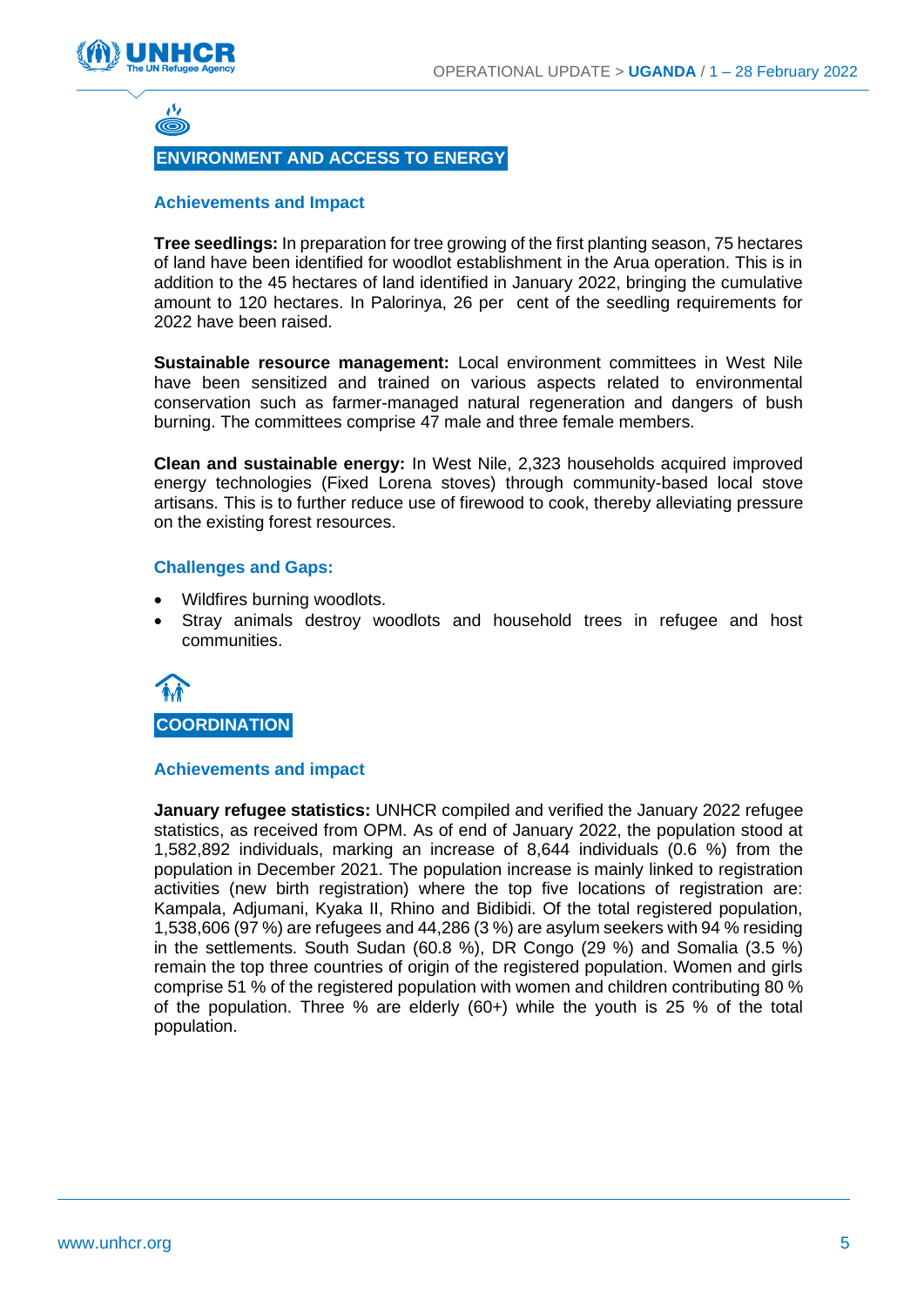## ENVIRONMENT AND ACCESS TO ENERGY

### Achievements and Impact

**Tree seedlings:** In preparation for tree growing of the first planting season, 75 hectares of land have been identified for woodlot establishment in the Arua operation. This is in addition to the 45 hectares of land identified in January 2022, bringing the cumulative amount to 120 hectares. In Palorinya, 26 per cent of the seedling requirements for 2022 have been raised.

**Sustainable resource management:** Local environment committees in West Nile have been sensitized and trained on various aspects related to environmental conservation such as farmer-managed natural regeneration and dangers of bush burning. The committees comprise 47 male and three female members.

**Clean and sustainable energy:** In West Nile, 2,323 households acquired improved energy technologies (Fixed Lorena stoves) through community-based local stove artisans. This is to further reduce use of firewood to cook, thereby alleviating pressure on the existing forest resources.

### Challenges and Gaps:

- Wildfires burning woodlots.
- Stray animals destroy woodlots and household trees in refugee and host communities.

## COORDINATION

### Achievements and impact

**January refugee statistics:** UNHCR compiled and verified the January 2022 refugee statistics, as received from OPM. As of end of January 2022, the population stood at 1,582,892 individuals, marking an increase of 8,644 individuals (0.6 %) from the population in December 2021. The population increase is mainly linked to registration activities (new birth registration) where the top five locations of registration are: Kampala, Adjumani, Kyaka II, Rhino and Bidibidi. Of the total registered population, 1,538,606 (97 %) are refugees and 44,286 (3 %) are asylum seekers with 94 % residing in the settlements. South Sudan (60.8 %), DR Congo (29 %) and Somalia (3.5 %) remain the top three countries of origin of the registered population. Women and girls comprise 51 % of the registered population with women and children contributing 80 % of the population. Three % are elderly (60+) while the youth is 25 % of the total population.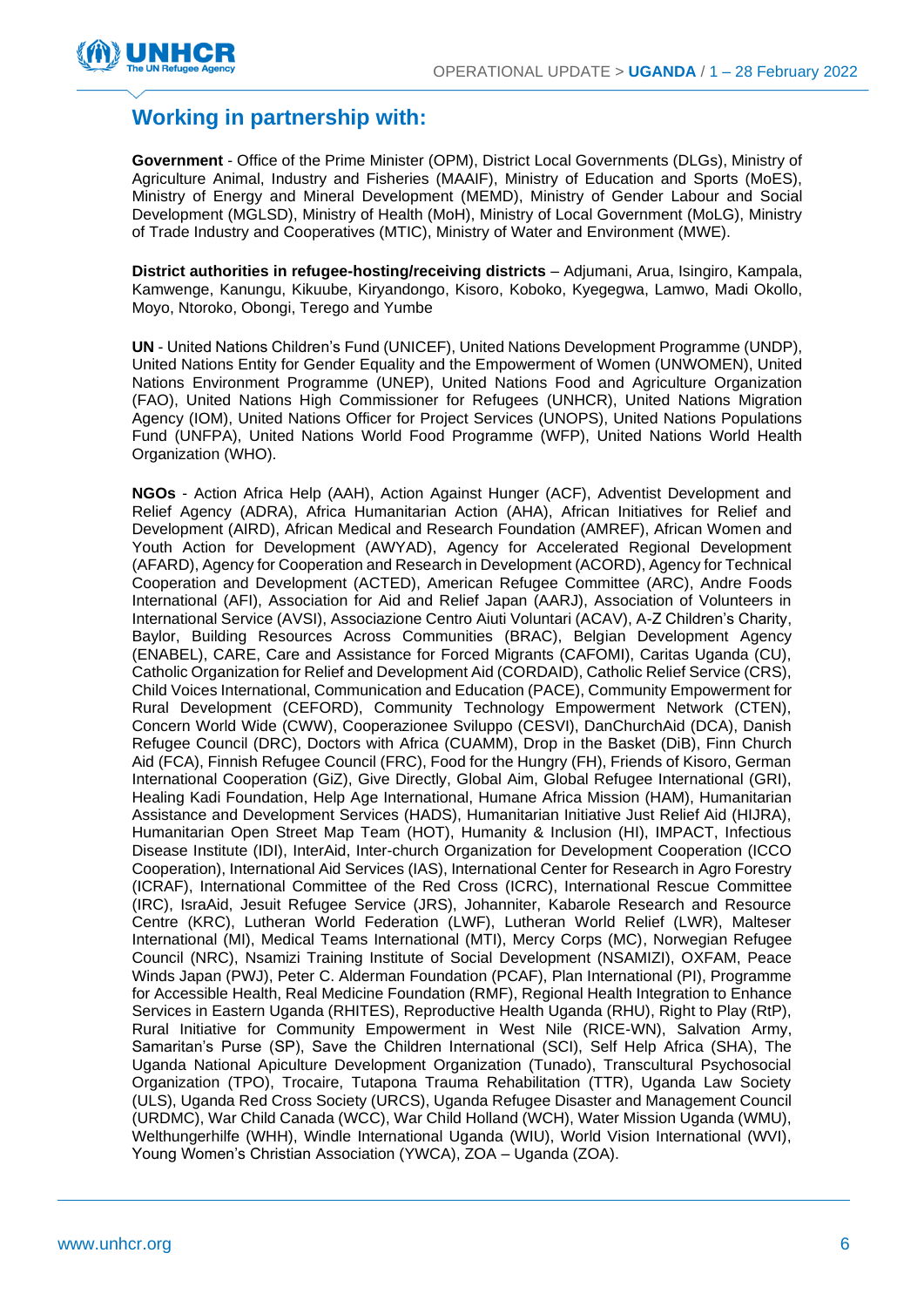## Working in partnership with:

**Government** - Office of the Prime Minister (OPM), District Local Governments (DLGs), Ministry of Agriculture Animal, Industry and Fisheries (MAAIF), Ministry of Education and Sports (MoES), Ministry of Energy and Mineral Development (MEMD), Ministry of Gender Labour and Social Development (MGLSD), Ministry of Health (MoH), Ministry of Local Government (MoLG), Ministry of Trade Industry and Cooperatives (MTIC), Ministry of Water and Environment (MWE).

**District authorities in refugee-hosting/receiving districts** – Adjumani, Arua, Isingiro, Kampala, Kamwenge, Kanungu, Kikuube, Kiryandongo, Kisoro, Koboko, Kyegegwa, Lamwo, Madi Okollo, Moyo, Ntoroko, Obongi, Terego and Yumbe

**UN** - United Nations Children's Fund (UNICEF), United Nations Development Programme (UNDP), United Nations Entity for Gender Equality and the Empowerment of Women (UNWOMEN), United Nations Environment Programme (UNEP), United Nations Food and Agriculture Organization (FAO), United Nations High Commissioner for Refugees (UNHCR), United Nations Migration Agency (IOM), United Nations Officer for Project Services (UNOPS), United Nations Populations Fund (UNFPA), United Nations World Food Programme (WFP), United Nations World Health Organization (WHO).

**NGOs** - Action Africa Help (AAH), Action Against Hunger (ACF), Adventist Development and Relief Agency (ADRA), Africa Humanitarian Action (AHA), African Initiatives for Relief and Development (AIRD), African Medical and Research Foundation (AMREF), African Women and Youth Action for Development (AWYAD), Agency for Accelerated Regional Development (AFARD), Agency for Cooperation and Research in Development (ACORD), Agency for Technical Cooperation and Development (ACTED), American Refugee Committee (ARC), Andre Foods International (AFI), Association for Aid and Relief Japan (AARJ), Association of Volunteers in International Service (AVSI), Associazione Centro Aiuti Voluntari (ACAV), A-Z Children's Charity, Baylor, Building Resources Across Communities (BRAC), Belgian Development Agency (ENABEL), CARE, Care and Assistance for Forced Migrants (CAFOMI), Caritas Uganda (CU), Catholic Organization for Relief and Development Aid (CORDAID), Catholic Relief Service (CRS), Child Voices International, Communication and Education (PACE), Community Empowerment for Rural Development (CEFORD), Community Technology Empowerment Network (CTEN), Concern World Wide (CWW), Cooperazionee Sviluppo (CESVI), DanChurchAid (DCA), Danish Refugee Council (DRC), Doctors with Africa (CUAMM), Drop in the Basket (DiB), Finn Church Aid (FCA), Finnish Refugee Council (FRC), Food for the Hungry (FH), Friends of Kisoro, German International Cooperation (GiZ), Give Directly, Global Aim, Global Refugee International (GRI), Healing Kadi Foundation, Help Age International, Humane Africa Mission (HAM), Humanitarian Assistance and Development Services (HADS), Humanitarian Initiative Just Relief Aid (HIJRA), Humanitarian Open Street Map Team (HOT), Humanity & Inclusion (HI), IMPACT, Infectious Disease Institute (IDI), InterAid, Inter-church Organization for Development Cooperation (ICCO Cooperation), International Aid Services (IAS), International Center for Research in Agro Forestry (ICRAF), International Committee of the Red Cross (ICRC), International Rescue Committee (IRC), IsraAid, Jesuit Refugee Service (JRS), Johanniter, Kabarole Research and Resource Centre (KRC), Lutheran World Federation (LWF), Lutheran World Relief (LWR), Malteser International (MI), Medical Teams International (MTI), Mercy Corps (MC), Norwegian Refugee Council (NRC), Nsamizi Training Institute of Social Development (NSAMIZI), OXFAM, Peace Winds Japan (PWJ), Peter C. Alderman Foundation (PCAF), Plan International (PI), Programme for Accessible Health, Real Medicine Foundation (RMF), Regional Health Integration to Enhance Services in Eastern Uganda (RHITES), Reproductive Health Uganda (RHU), Right to Play (RtP), Rural Initiative for Community Empowerment in West Nile (RICE-WN), Salvation Army, Samaritan's Purse (SP), Save the Children International (SCI), Self Help Africa (SHA), The Uganda National Apiculture Development Organization (Tunado), Transcultural Psychosocial Organization (TPO), Trocaire, Tutapona Trauma Rehabilitation (TTR), Uganda Law Society (ULS), Uganda Red Cross Society (URCS), Uganda Refugee Disaster and Management Council (URDMC), War Child Canada (WCC), War Child Holland (WCH), Water Mission Uganda (WMU), Welthungerhilfe (WHH), Windle International Uganda (WIU), World Vision International (WVI), Young Women's Christian Association (YWCA), ZOA – Uganda (ZOA).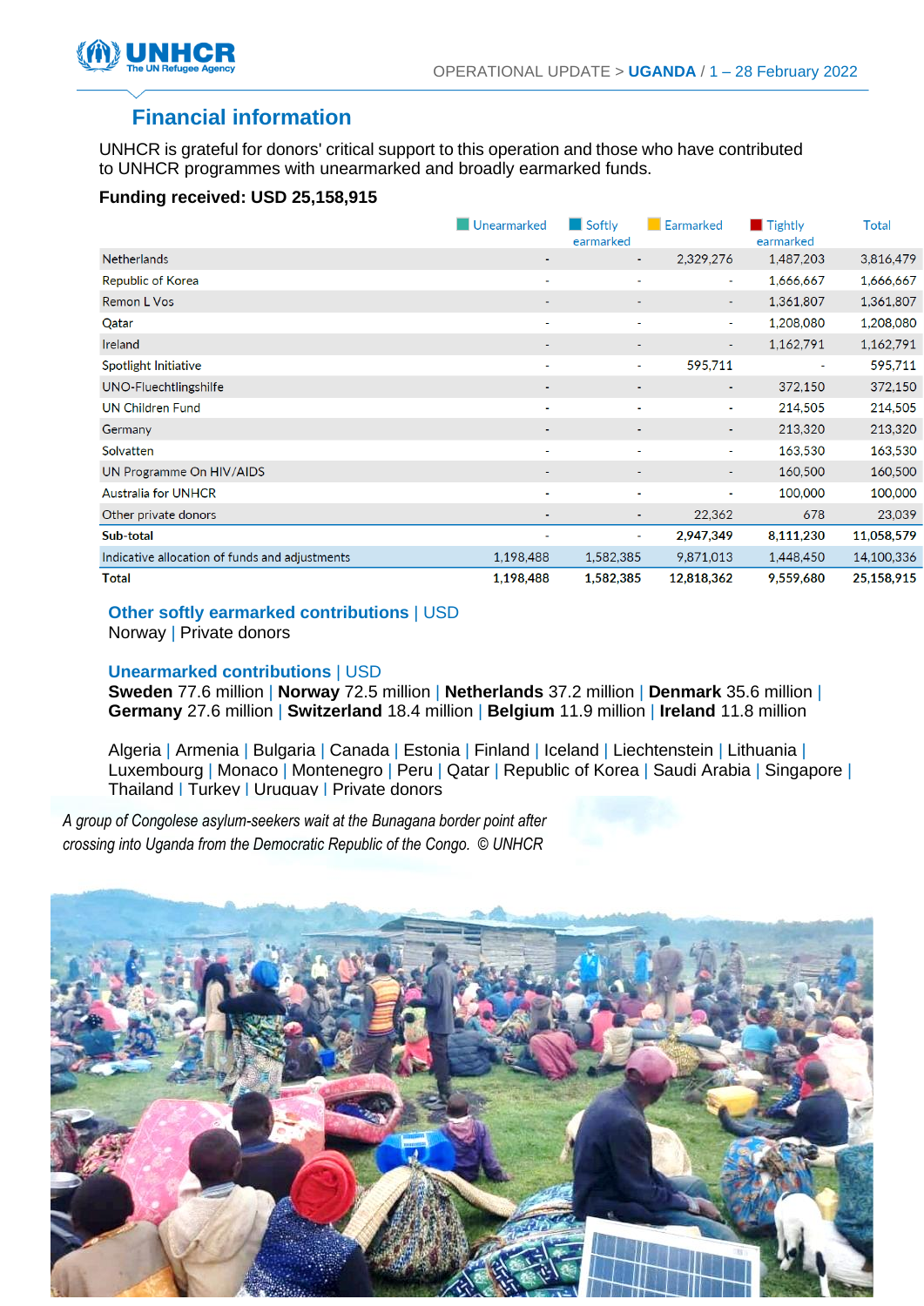## Financial information

UNHCR is grateful for donors' critical support to this operation and those who have contributed to UNHCR programmes with unearmarked and broadly earmarked funds.

**Funding received: USD 25,158,915**

| | Unearmarked | Softly earmarked | Earmarked | Tightly earmarked | Total |
|---|---|---|---|---|---|
| Netherlands | - | - | 2,329,276 | 1,487,203 | 3,816,479 |
| Republic of Korea | - | - | - | 1,666,667 | 1,666,667 |
| Remon L Vos | - | - | - | 1,361,807 | 1,361,807 |
| Qatar | - | - | - | 1,208,080 | 1,208,080 |
| Ireland | - | - | - | 1,162,791 | 1,162,791 |
| Spotlight Initiative | - | - | 595,711 | - | 595,711 |
| UNO-Fluechtlingshilfe | - | - | - | 372,150 | 372,150 |
| UN Children Fund | - | - | - | 214,505 | 214,505 |
| Germany | - | - | - | 213,320 | 213,320 |
| Solvatten | - | - | - | 163,530 | 163,530 |
| UN Programme On HIV/AIDS | - | - | - | 160,500 | 160,500 |
| Australia for UNHCR | - | - | - | 100,000 | 100,000 |
| Other private donors | - | - | 22,362 | 678 | 23,039 |
| **Sub-total** | - | - | **2,947,349** | **8,111,230** | **11,058,579** |
| Indicative allocation of funds and adjustments | 1,198,488 | 1,582,385 | 9,871,013 | 1,448,450 | 14,100,336 |
| **Total** | **1,198,488** | **1,582,385** | **12,818,362** | **9,559,680** | **25,158,915** |

### Other softly earmarked contributions | USD

Norway | Private donors

### Unearmarked contributions | USD

**Sweden** 77.6 million | **Norway** 72.5 million | **Netherlands** 37.2 million | **Denmark** 35.6 million | **Germany** 27.6 million | **Switzerland** 18.4 million | **Belgium** 11.9 million | **Ireland** 11.8 million

Algeria | Armenia | Bulgaria | Canada | Estonia | Finland | Iceland | Liechtenstein | Lithuania | Luxembourg | Monaco | Montenegro | Peru | Qatar | Republic of Korea | Saudi Arabia | Singapore | Thailand | Turkey | Uruguay | Private donors

*A group of Congolese asylum-seekers wait at the Bunagana border point after crossing into Uganda from the Democratic Republic of the Congo. © UNHCR*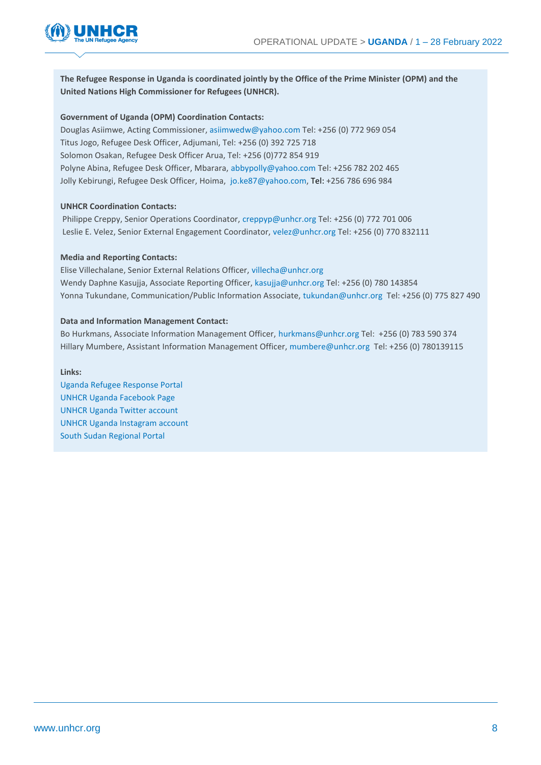**The Refugee Response in Uganda is coordinated jointly by the Office of the Prime Minister (OPM) and the United Nations High Commissioner for Refugees (UNHCR).**

**Government of Uganda (OPM) Coordination Contacts:**

Douglas Asiimwe, Acting Commissioner, asiimwedw@yahoo.com Tel: +256 (0) 772 969 054
Titus Jogo, Refugee Desk Officer, Adjumani, Tel: +256 (0) 392 725 718
Solomon Osakan, Refugee Desk Officer Arua, Tel: +256 (0)772 854 919
Polyne Abina, Refugee Desk Officer, Mbarara, abbypolly@yahoo.com Tel: +256 782 202 465
Jolly Kebirungi, Refugee Desk Officer, Hoima, jo.ke87@yahoo.com, Tel: +256 786 696 984

**UNHCR Coordination Contacts:**

Philippe Creppy, Senior Operations Coordinator, creppyp@unhcr.org Tel: +256 (0) 772 701 006
Leslie E. Velez, Senior External Engagement Coordinator, velez@unhcr.org Tel: +256 (0) 770 832111

**Media and Reporting Contacts:**

Elise Villechalane, Senior External Relations Officer, villecha@unhcr.org
Wendy Daphne Kasujja, Associate Reporting Officer, kasujja@unhcr.org Tel: +256 (0) 780 143854
Yonna Tukundane, Communication/Public Information Associate, tukundan@unhcr.org Tel: +256 (0) 775 827 490

**Data and Information Management Contact:**

Bo Hurkmans, Associate Information Management Officer, hurkmans@unhcr.org Tel: +256 (0) 783 590 374
Hillary Mumbere, Assistant Information Management Officer, mumbere@unhcr.org Tel: +256 (0) 780139115

**Links:**

Uganda Refugee Response Portal
UNHCR Uganda Facebook Page
UNHCR Uganda Twitter account
UNHCR Uganda Instagram account
South Sudan Regional Portal